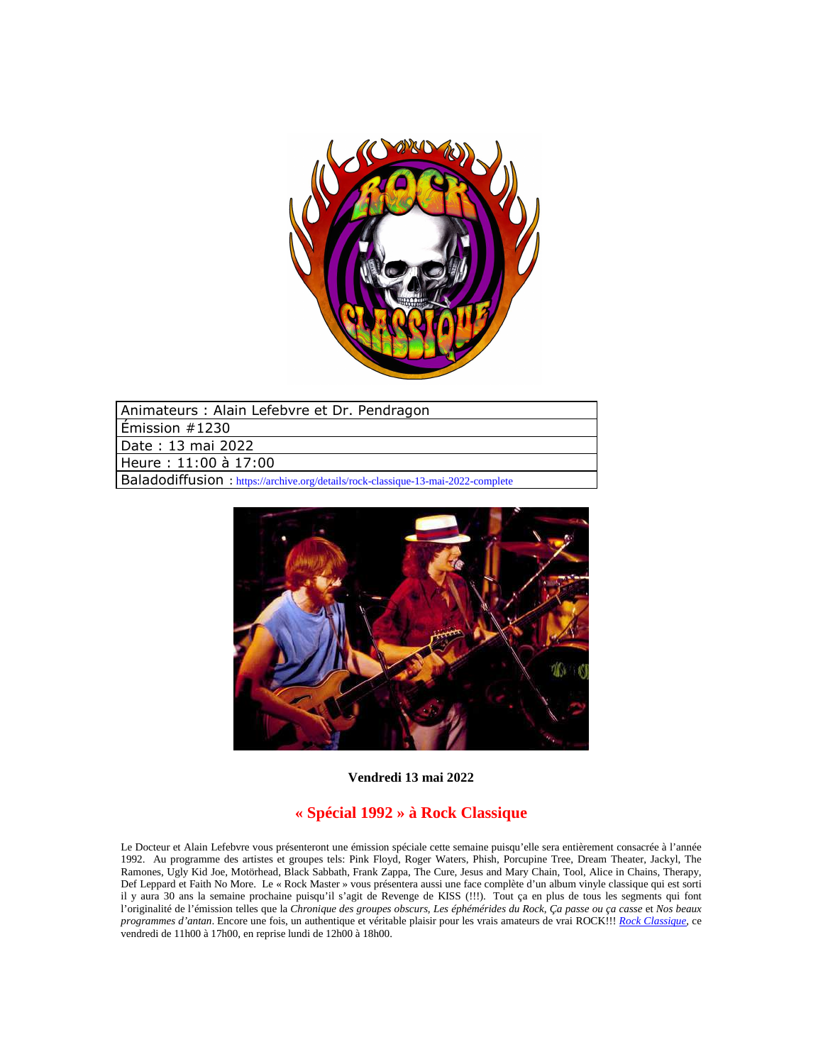| Animateurs : Alain Lefebvre et Dr. Pendragon |
|---|
| Émission #1230 |
| Date : 13 mai 2022 |
| Heure : 11:00 à 17:00 |
| Baladodiffusion : https://archive.org/details/rock-classique-13-mai-2022-complete |

**Vendredi 13 mai 2022**

## « Spécial 1992 » à Rock Classique

Le Docteur et Alain Lefebvre vous présenteront une émission spéciale cette semaine puisqu'elle sera entièrement consacrée à l'année 1992. Au programme des artistes et groupes tels: Pink Floyd, Roger Waters, Phish, Porcupine Tree, Dream Theater, Jackyl, The Ramones, Ugly Kid Joe, Motörhead, Black Sabbath, Frank Zappa, The Cure, Jesus and Mary Chain, Tool, Alice in Chains, Therapy, Def Leppard et Faith No More. Le « Rock Master » vous présentera aussi une face complète d'un album vinyle classique qui est sorti il y aura 30 ans la semaine prochaine puisqu'il s'agit de Revenge de KISS (!!!). Tout ça en plus de tous les segments qui font l'originalité de l'émission telles que la *Chronique des groupes obscurs*, *Les éphémérides du Rock*, *Ça passe ou ça casse* et *Nos beaux programmes d'antan*. Encore une fois, un authentique et véritable plaisir pour les vrais amateurs de vrai ROCK!!! *Rock Classique*, ce vendredi de 11h00 à 17h00, en reprise lundi de 12h00 à 18h00.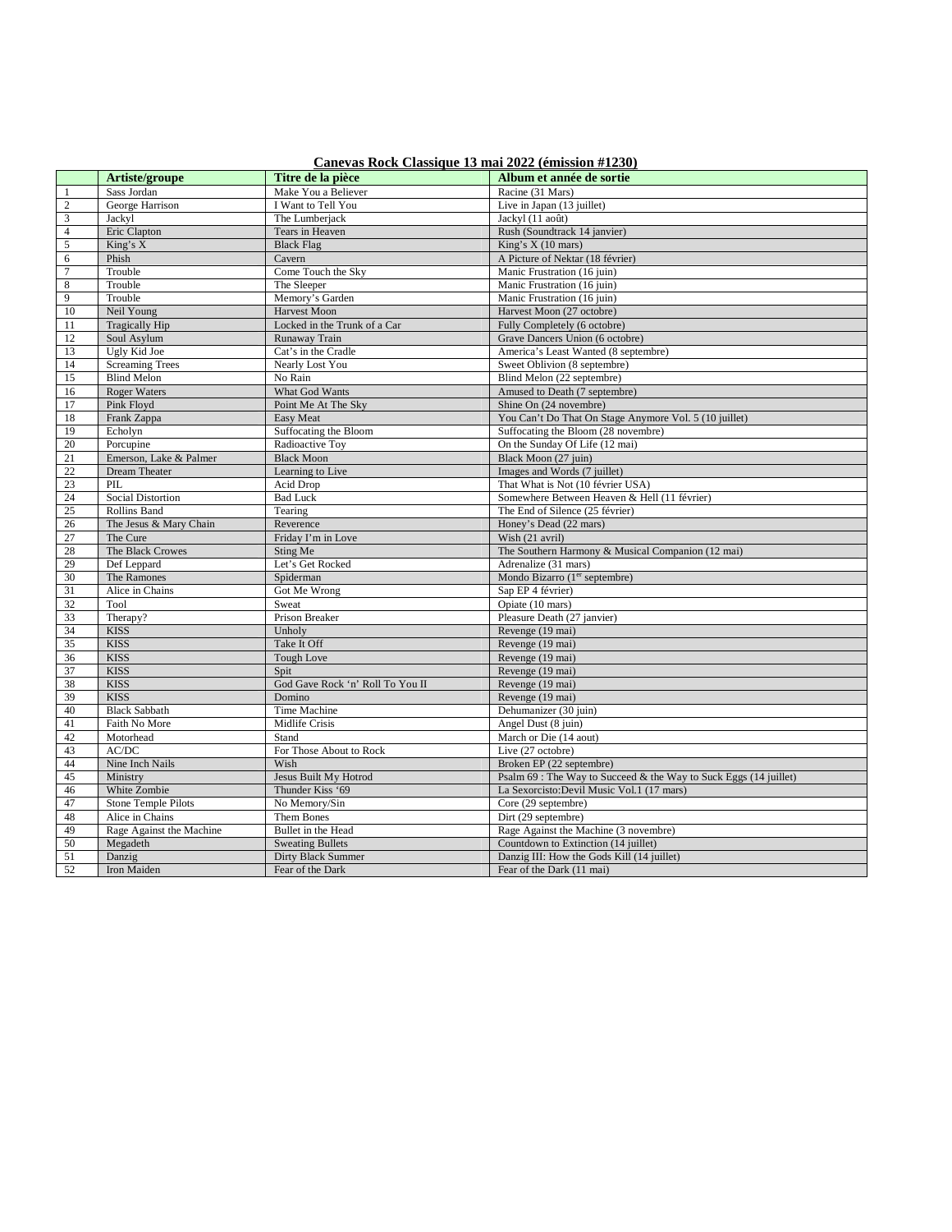**Canevas Rock Classique 13 mai 2022 (émission #1230)**

| | Artiste/groupe | Titre de la pièce | Album et année de sortie |
|---|---|---|---|
| 1 | Sass Jordan | Make You a Believer | Racine (31 Mars) |
| 2 | George Harrison | I Want to Tell You | Live in Japan (13 juillet) |
| 3 | Jackyl | The Lumberjack | Jackyl (11 août) |
| 4 | Eric Clapton | Tears in Heaven | Rush (Soundtrack 14 janvier) |
| 5 | King's X | Black Flag | King's X (10 mars) |
| 6 | Phish | Cavern | A Picture of Nektar (18 février) |
| 7 | Trouble | Come Touch the Sky | Manic Frustration (16 juin) |
| 8 | Trouble | The Sleeper | Manic Frustration (16 juin) |
| 9 | Trouble | Memory's Garden | Manic Frustration (16 juin) |
| 10 | Neil Young | Harvest Moon | Harvest Moon (27 octobre) |
| 11 | Tragically Hip | Locked in the Trunk of a Car | Fully Completely (6 octobre) |
| 12 | Soul Asylum | Runaway Train | Grave Dancers Union (6 octobre) |
| 13 | Ugly Kid Joe | Cat's in the Cradle | America's Least Wanted (8 septembre) |
| 14 | Screaming Trees | Nearly Lost You | Sweet Oblivion (8 septembre) |
| 15 | Blind Melon | No Rain | Blind Melon (22 septembre) |
| 16 | Roger Waters | What God Wants | Amused to Death (7 septembre) |
| 17 | Pink Floyd | Point Me At The Sky | Shine On (24 novembre) |
| 18 | Frank Zappa | Easy Meat | You Can't Do That On Stage Anymore Vol. 5 (10 juillet) |
| 19 | Echolyn | Suffocating the Bloom | Suffocating the Bloom (28 novembre) |
| 20 | Porcupine | Radioactive Toy | On the Sunday Of Life (12 mai) |
| 21 | Emerson, Lake & Palmer | Black Moon | Black Moon (27 juin) |
| 22 | Dream Theater | Learning to Live | Images and Words (7 juillet) |
| 23 | PIL | Acid Drop | That What is Not (10 février USA) |
| 24 | Social Distortion | Bad Luck | Somewhere Between Heaven & Hell (11 février) |
| 25 | Rollins Band | Tearing | The End of Silence (25 février) |
| 26 | The Jesus & Mary Chain | Reverence | Honey's Dead (22 mars) |
| 27 | The Cure | Friday I'm in Love | Wish (21 avril) |
| 28 | The Black Crowes | Sting Me | The Southern Harmony & Musical Companion (12 mai) |
| 29 | Def Leppard | Let's Get Rocked | Adrenalize (31 mars) |
| 30 | The Ramones | Spiderman | Mondo Bizarro (1er septembre) |
| 31 | Alice in Chains | Got Me Wrong | Sap EP 4 février) |
| 32 | Tool | Sweat | Opiate (10 mars) |
| 33 | Therapy? | Prison Breaker | Pleasure Death (27 janvier) |
| 34 | KISS | Unholy | Revenge (19 mai) |
| 35 | KISS | Take It Off | Revenge (19 mai) |
| 36 | KISS | Tough Love | Revenge (19 mai) |
| 37 | KISS | Spit | Revenge (19 mai) |
| 38 | KISS | God Gave Rock 'n' Roll To You II | Revenge (19 mai) |
| 39 | KISS | Domino | Revenge (19 mai) |
| 40 | Black Sabbath | Time Machine | Dehumanizer (30 juin) |
| 41 | Faith No More | Midlife Crisis | Angel Dust (8 juin) |
| 42 | Motorhead | Stand | March or Die (14 aout) |
| 43 | AC/DC | For Those About to Rock | Live (27 octobre) |
| 44 | Nine Inch Nails | Wish | Broken EP (22 septembre) |
| 45 | Ministry | Jesus Built My Hotrod | Psalm 69 : The Way to Succeed & the Way to Suck Eggs (14 juillet) |
| 46 | White Zombie | Thunder Kiss '69 | La Sexorcisto:Devil Music Vol.1 (17 mars) |
| 47 | Stone Temple Pilots | No Memory/Sin | Core (29 septembre) |
| 48 | Alice in Chains | Them Bones | Dirt (29 septembre) |
| 49 | Rage Against the Machine | Bullet in the Head | Rage Against the Machine (3 novembre) |
| 50 | Megadeth | Sweating Bullets | Countdown to Extinction (14 juillet) |
| 51 | Danzig | Dirty Black Summer | Danzig III: How the Gods Kill (14 juillet) |
| 52 | Iron Maiden | Fear of the Dark | Fear of the Dark (11 mai) |